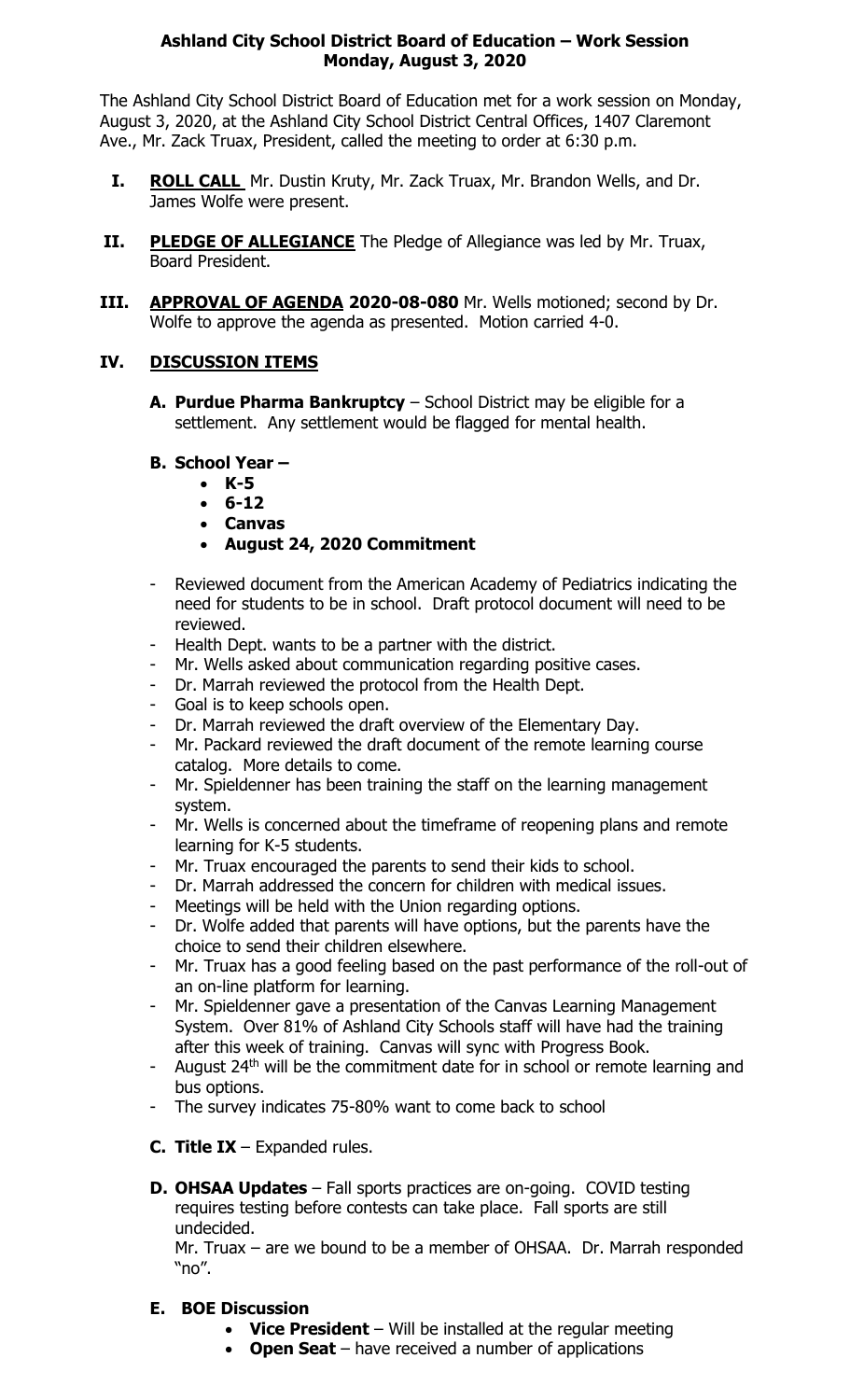# Ashland City School District Board of Education – Work Session
## Monday, August 3, 2020

The Ashland City School District Board of Education met for a work session on Monday, August 3, 2020, at the Ashland City School District Central Offices, 1407 Claremont Ave., Mr. Zack Truax, President, called the meeting to order at 6:30 p.m.

**I. ROLL CALL** Mr. Dustin Kruty, Mr. Zack Truax, Mr. Brandon Wells, and Dr. James Wolfe were present.

**II. PLEDGE OF ALLEGIANCE** The Pledge of Allegiance was led by Mr. Truax, Board President.

**III. APPROVAL OF AGENDA 2020-08-080** Mr. Wells motioned; second by Dr. Wolfe to approve the agenda as presented. Motion carried 4-0.

**IV. DISCUSSION ITEMS**

**A. Purdue Pharma Bankruptcy** – School District may be eligible for a settlement. Any settlement would be flagged for mental health.

**B. School Year –**

- **K-5**
- **6-12**
- **Canvas**
- **August 24, 2020 Commitment**

- Reviewed document from the American Academy of Pediatrics indicating the need for students to be in school. Draft protocol document will need to be reviewed.
- Health Dept. wants to be a partner with the district.
- Mr. Wells asked about communication regarding positive cases.
- Dr. Marrah reviewed the protocol from the Health Dept.
- Goal is to keep schools open.
- Dr. Marrah reviewed the draft overview of the Elementary Day.
- Mr. Packard reviewed the draft document of the remote learning course catalog. More details to come.
- Mr. Spieldenner has been training the staff on the learning management system.
- Mr. Wells is concerned about the timeframe of reopening plans and remote learning for K-5 students.
- Mr. Truax encouraged the parents to send their kids to school.
- Dr. Marrah addressed the concern for children with medical issues.
- Meetings will be held with the Union regarding options.
- Dr. Wolfe added that parents will have options, but the parents have the choice to send their children elsewhere.
- Mr. Truax has a good feeling based on the past performance of the roll-out of an on-line platform for learning.
- Mr. Spieldenner gave a presentation of the Canvas Learning Management System. Over 81% of Ashland City Schools staff will have had the training after this week of training. Canvas will sync with Progress Book.
- August 24th will be the commitment date for in school or remote learning and bus options.
- The survey indicates 75-80% want to come back to school

**C. Title IX** – Expanded rules.

**D. OHSAA Updates** – Fall sports practices are on-going. COVID testing requires testing before contests can take place. Fall sports are still undecided.
Mr. Truax – are we bound to be a member of OHSAA. Dr. Marrah responded "no".

**E. BOE Discussion**

- **Vice President** – Will be installed at the regular meeting
- **Open Seat** – have received a number of applications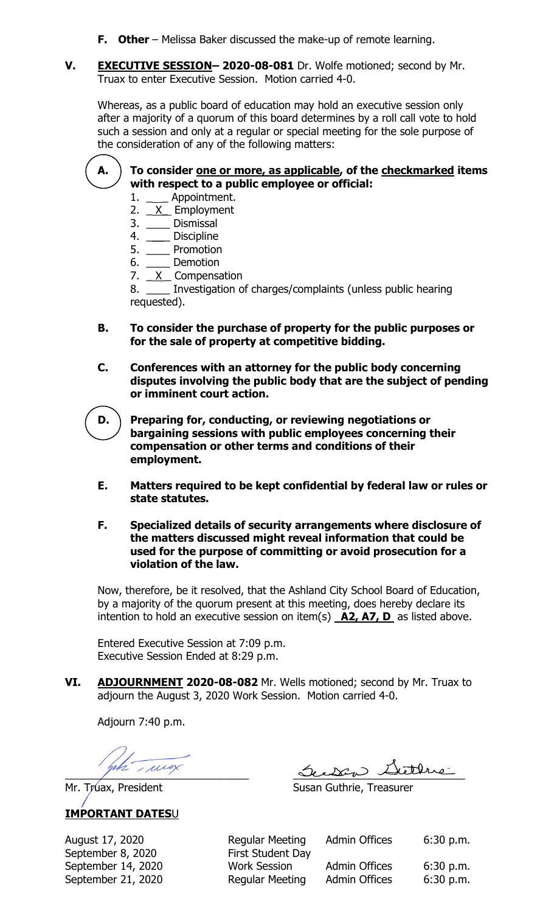**F. Other** – Melissa Baker discussed the make-up of remote learning.

**V. EXECUTIVE SESSION– 2020-08-081** Dr. Wolfe motioned; second by Mr. Truax to enter Executive Session. Motion carried 4-0.

Whereas, as a public board of education may hold an executive session only after a majority of a quorum of this board determines by a roll call vote to hold such a session and only at a regular or special meeting for the sole purpose of the consideration of any of the following matters:

**A. To consider one or more, as applicable, of the checkmarked items with respect to a public employee or official:**

1. ____ Appointment.
2. _X_ Employment
3. ____ Dismissal
4. ____ Discipline
5. ____ Promotion
6. ____ Demotion
7. _X_ Compensation
8. ____ Investigation of charges/complaints (unless public hearing requested).

**B. To consider the purchase of property for the public purposes or for the sale of property at competitive bidding.**

**C. Conferences with an attorney for the public body concerning disputes involving the public body that are the subject of pending or imminent court action.**

**D. Preparing for, conducting, or reviewing negotiations or bargaining sessions with public employees concerning their compensation or other terms and conditions of their employment.**

**E. Matters required to be kept confidential by federal law or rules or state statutes.**

**F. Specialized details of security arrangements where disclosure of the matters discussed might reveal information that could be used for the purpose of committing or avoid prosecution for a violation of the law.**

Now, therefore, be it resolved, that the Ashland City School Board of Education, by a majority of the quorum present at this meeting, does hereby declare its intention to hold an executive session on item(s) **A2, A7, D** as listed above.

Entered Executive Session at 7:09 p.m.
Executive Session Ended at 8:29 p.m.

**VI. ADJOURNMENT 2020-08-082** Mr. Wells motioned; second by Mr. Truax to adjourn the August 3, 2020 Work Session. Motion carried 4-0.

Adjourn 7:40 p.m.

Mr. Truax, President

Susan Guthrie, Treasurer

**IMPORTANT DATES**

| | | | |
|---|---|---|---|
| August 17, 2020 | Regular Meeting | Admin Offices | 6:30 p.m. |
| September 8, 2020 | First Student Day | | |
| September 14, 2020 | Work Session | Admin Offices | 6:30 p.m. |
| September 21, 2020 | Regular Meeting | Admin Offices | 6:30 p.m. |